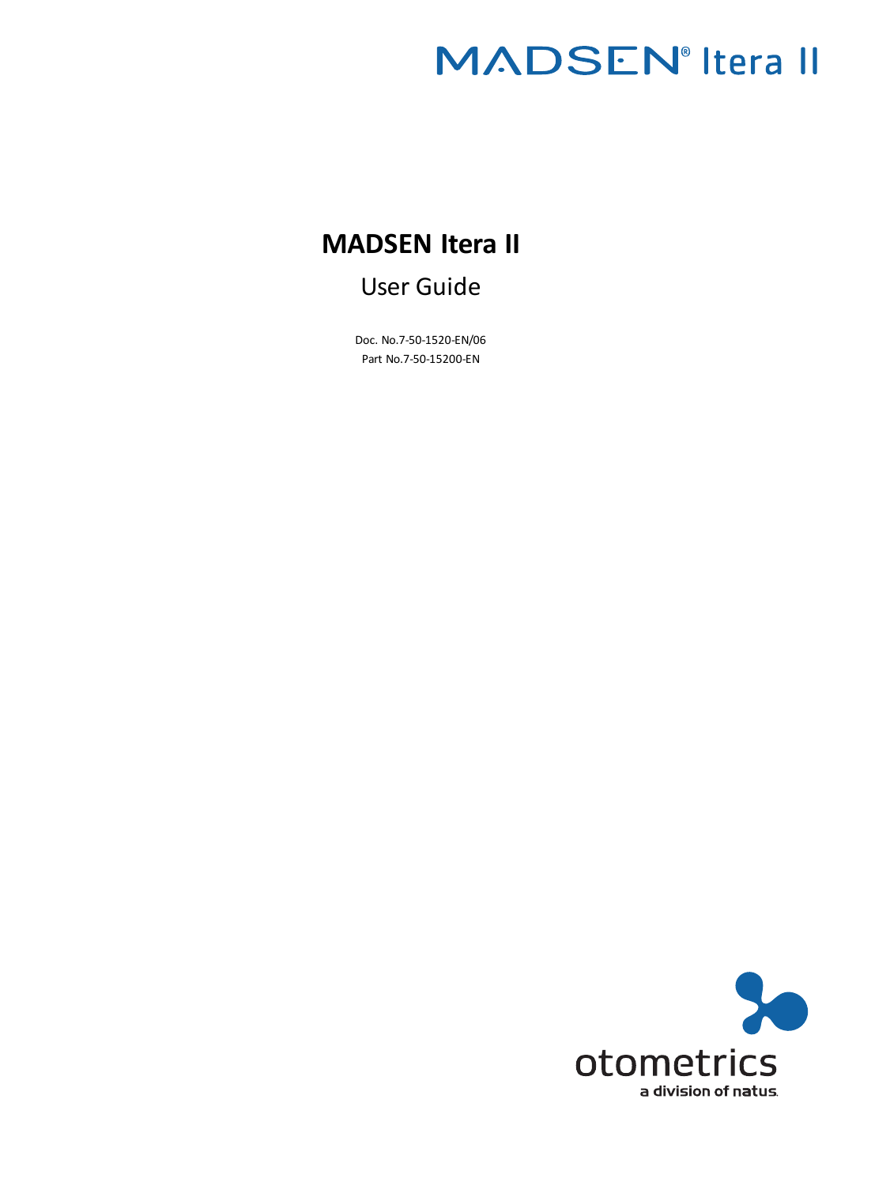MADSEN® Itera II

# MADSEN Itera II

## User Guide

Doc. No.7-50-1520-EN/06

Part No.7-50-15200-EN

otometrics

a division of natus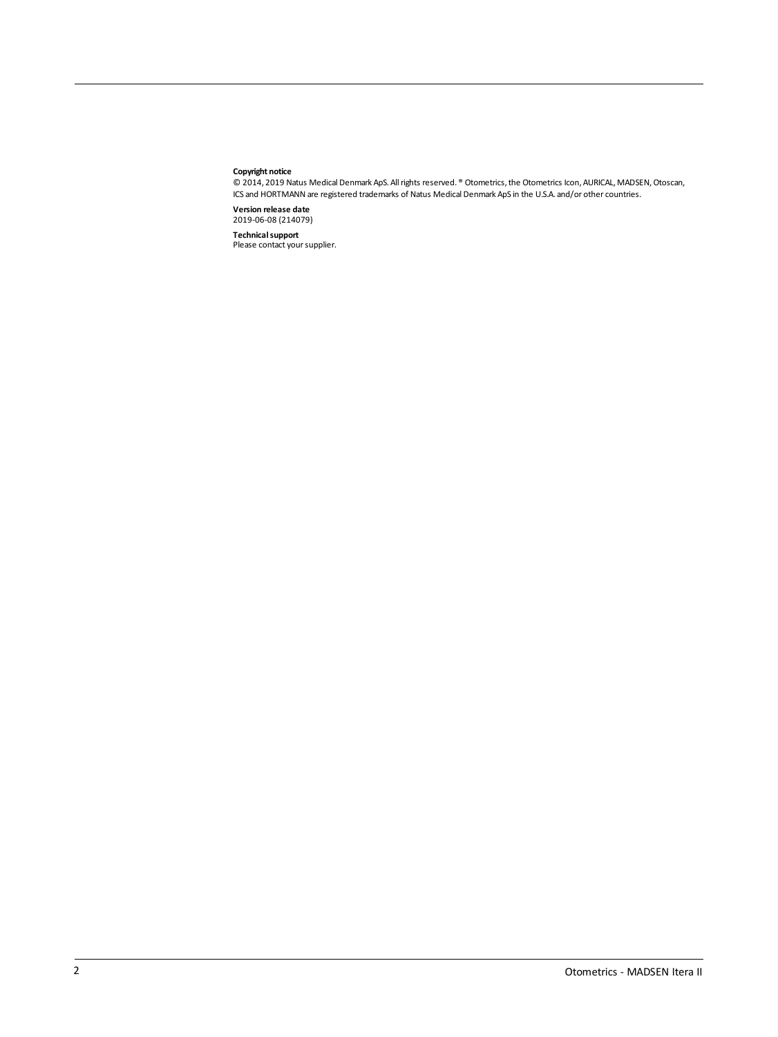**Copyright notice**

© 2014, 2019 Natus Medical Denmark ApS. All rights reserved. ® Otometrics, the Otometrics Icon, AURICAL, MADSEN, Otoscan, ICS and HORTMANN are registered trademarks of Natus Medical Denmark ApS in the U.S.A. and/or other countries.

**Version release date**

2019-06-08 (214079)

**Technical support**

Please contact your supplier.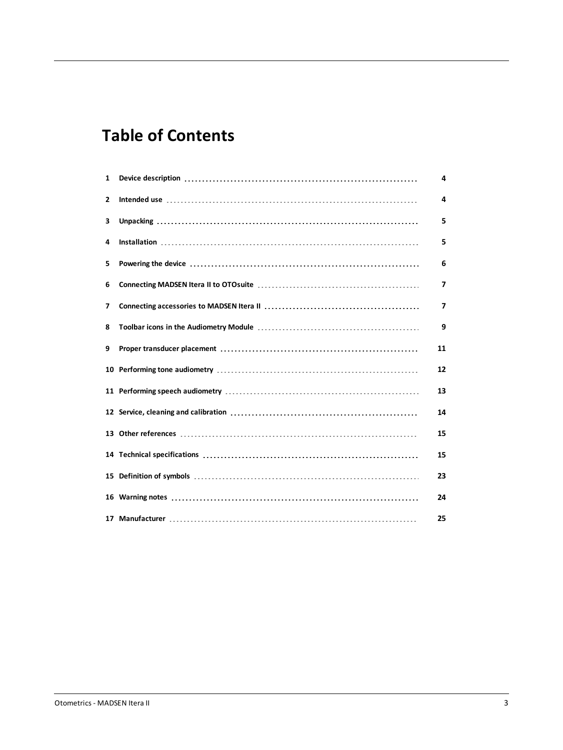# Table of Contents

| | | |
|---|---|---|
| 1 | Device description | 4 |
| 2 | Intended use | 4 |
| 3 | Unpacking | 5 |
| 4 | Installation | 5 |
| 5 | Powering the device | 6 |
| 6 | Connecting MADSEN Itera II to OTOsuite | 7 |
| 7 | Connecting accessories to MADSEN Itera II | 7 |
| 8 | Toolbar icons in the Audiometry Module | 9 |
| 9 | Proper transducer placement | 11 |
| 10 | Performing tone audiometry | 12 |
| 11 | Performing speech audiometry | 13 |
| 12 | Service, cleaning and calibration | 14 |
| 13 | Other references | 15 |
| 14 | Technical specifications | 15 |
| 15 | Definition of symbols | 23 |
| 16 | Warning notes | 24 |
| 17 | Manufacturer | 25 |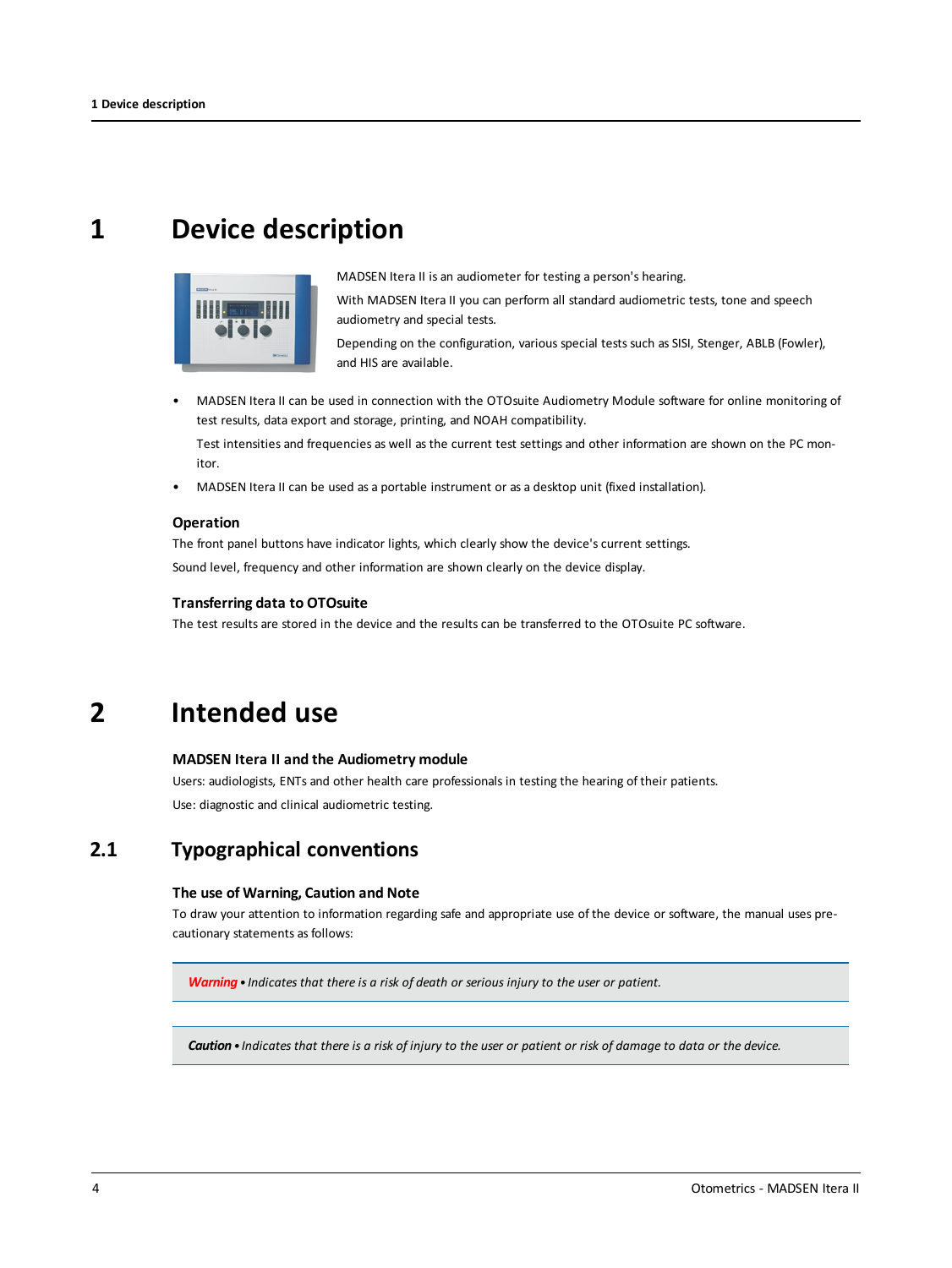# 1 Device description

MADSEN Itera II is an audiometer for testing a person's hearing.

With MADSEN Itera II you can perform all standard audiometric tests, tone and speech audiometry and special tests.

Depending on the configuration, various special tests such as SISI, Stenger, ABLB (Fowler), and HIS are available.

- MADSEN Itera II can be used in connection with the OTOsuite Audiometry Module software for online monitoring of test results, data export and storage, printing, and NOAH compatibility.

  Test intensities and frequencies as well as the current test settings and other information are shown on the PC monitor.
- MADSEN Itera II can be used as a portable instrument or as a desktop unit (fixed installation).

### Operation

The front panel buttons have indicator lights, which clearly show the device's current settings.

Sound level, frequency and other information are shown clearly on the device display.

### Transferring data to OTOsuite

The test results are stored in the device and the results can be transferred to the OTOsuite PC software.

# 2 Intended use

### MADSEN Itera II and the Audiometry module

Users: audiologists, ENTs and other health care professionals in testing the hearing of their patients.

Use: diagnostic and clinical audiometric testing.

## 2.1 Typographical conventions

### The use of Warning, Caution and Note

To draw your attention to information regarding safe and appropriate use of the device or software, the manual uses precautionary statements as follows:

> ***Warning*** • *Indicates that there is a risk of death or serious injury to the user or patient.*

> ***Caution*** • *Indicates that there is a risk of injury to the user or patient or risk of damage to data or the device.*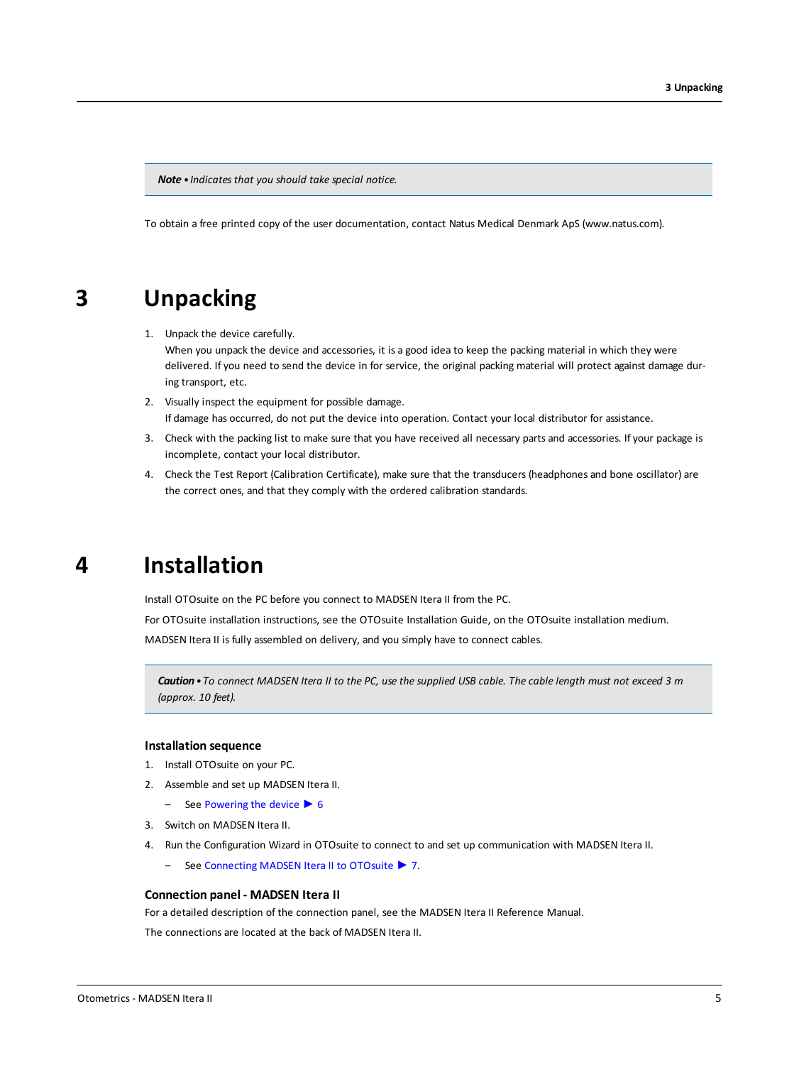> **Note** • *Indicates that you should take special notice.*

To obtain a free printed copy of the user documentation, contact Natus Medical Denmark ApS (www.natus.com).

# 3 Unpacking

1. Unpack the device carefully.
   When you unpack the device and accessories, it is a good idea to keep the packing material in which they were delivered. If you need to send the device in for service, the original packing material will protect against damage during transport, etc.
2. Visually inspect the equipment for possible damage.
   If damage has occurred, do not put the device into operation. Contact your local distributor for assistance.
3. Check with the packing list to make sure that you have received all necessary parts and accessories. If your package is incomplete, contact your local distributor.
4. Check the Test Report (Calibration Certificate), make sure that the transducers (headphones and bone oscillator) are the correct ones, and that they comply with the ordered calibration standards.

# 4 Installation

Install OTOsuite on the PC before you connect to MADSEN Itera II from the PC.

For OTOsuite installation instructions, see the OTOsuite Installation Guide, on the OTOsuite installation medium.

MADSEN Itera II is fully assembled on delivery, and you simply have to connect cables.

> **Caution** • *To connect MADSEN Itera II to the PC, use the supplied USB cable. The cable length must not exceed 3 m (approx. 10 feet).*

### Installation sequence

1. Install OTOsuite on your PC.
2. Assemble and set up MADSEN Itera II.
   – See Powering the device ▶ 6
3. Switch on MADSEN Itera II.
4. Run the Configuration Wizard in OTOsuite to connect to and set up communication with MADSEN Itera II.
   – See Connecting MADSEN Itera II to OTOsuite ▶ 7.

### Connection panel - MADSEN Itera II

For a detailed description of the connection panel, see the MADSEN Itera II Reference Manual.

The connections are located at the back of MADSEN Itera II.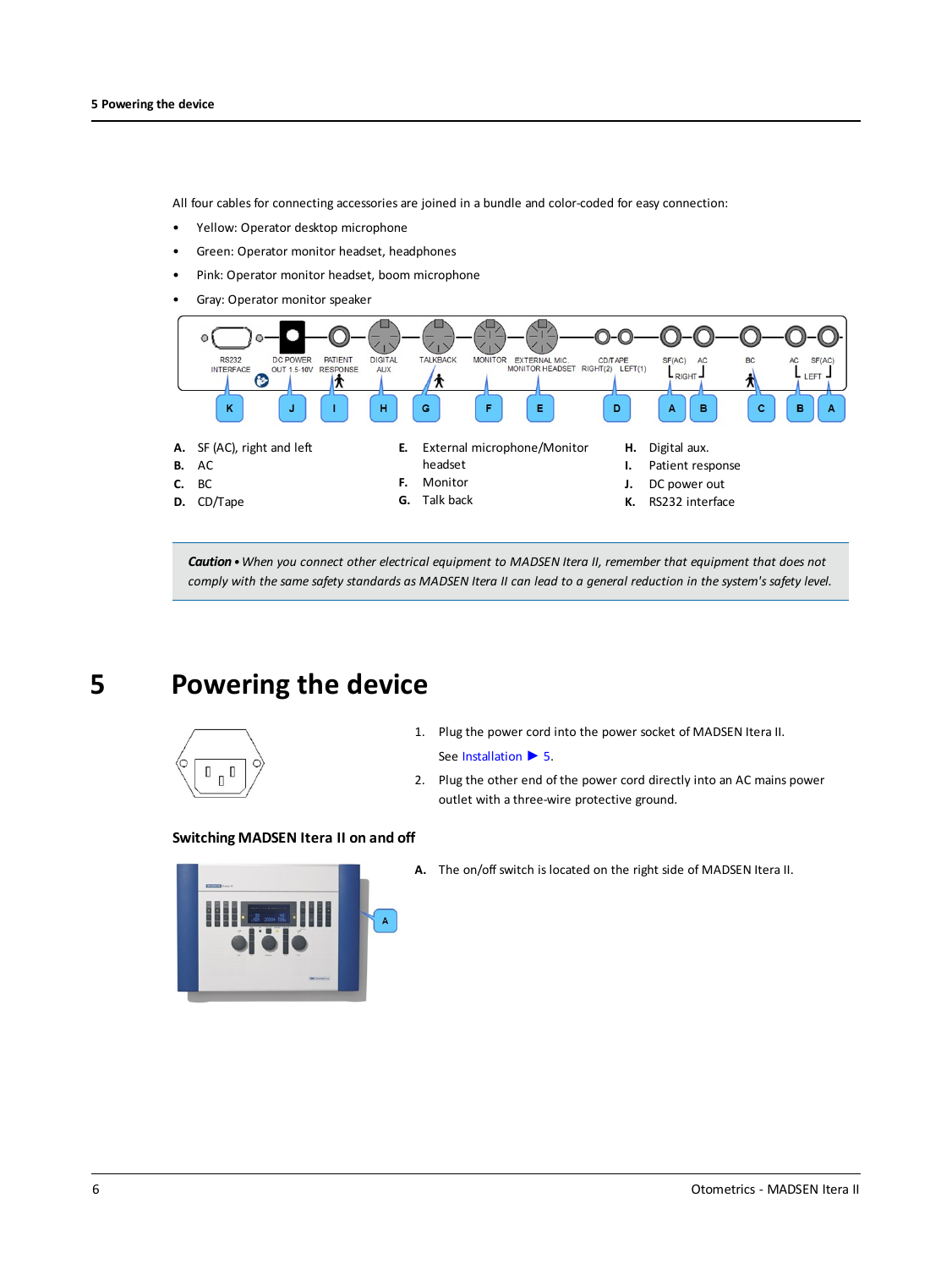All four cables for connecting accessories are joined in a bundle and color-coded for easy connection:

- Yellow: Operator desktop microphone
- Green: Operator monitor headset, headphones
- Pink: Operator monitor headset, boom microphone
- Gray: Operator monitor speaker

**A.** SF (AC), right and left
**B.** AC
**C.** BC
**D.** CD/Tape
**E.** External microphone/Monitor headset
**F.** Monitor
**G.** Talk back
**H.** Digital aux.
**I.** Patient response
**J.** DC power out
**K.** RS232 interface

> ***Caution*** *• When you connect other electrical equipment to MADSEN Itera II, remember that equipment that does not comply with the same safety standards as MADSEN Itera II can lead to a general reduction in the system's safety level.*

# 5 Powering the device

1. Plug the power cord into the power socket of MADSEN Itera II.

   See Installation ▶ 5.

2. Plug the other end of the power cord directly into an AC mains power outlet with a three-wire protective ground.

### Switching MADSEN Itera II on and off

**A.** The on/off switch is located on the right side of MADSEN Itera II.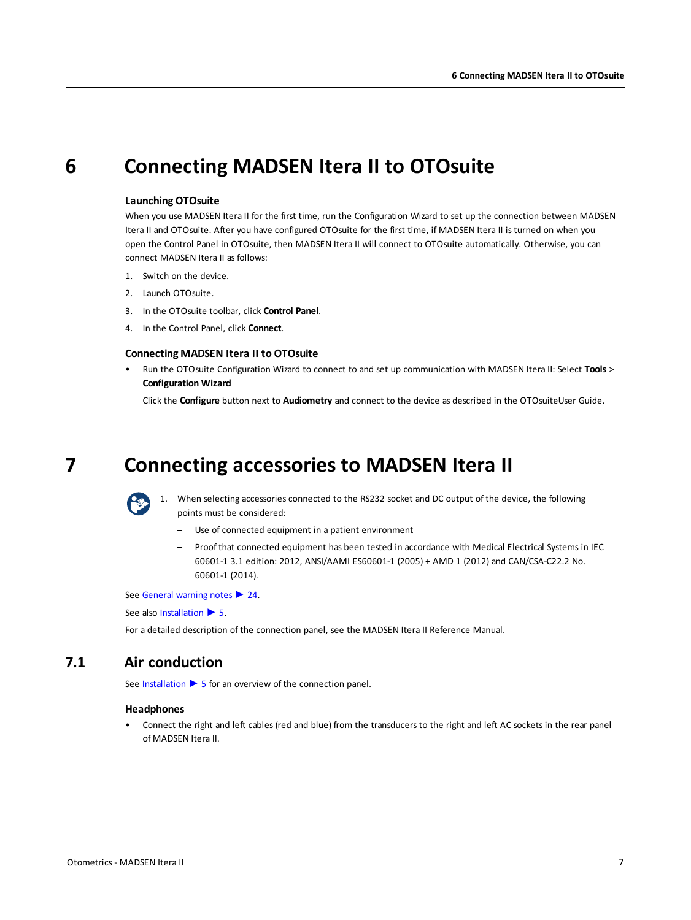# 6 Connecting MADSEN Itera II to OTOsuite

### Launching OTOsuite

When you use MADSEN Itera II for the first time, run the Configuration Wizard to set up the connection between MADSEN Itera II and OTOsuite. After you have configured OTOsuite for the first time, if MADSEN Itera II is turned on when you open the Control Panel in OTOsuite, then MADSEN Itera II will connect to OTOsuite automatically. Otherwise, you can connect MADSEN Itera II as follows:

1. Switch on the device.
2. Launch OTOsuite.
3. In the OTOsuite toolbar, click **Control Panel**.
4. In the Control Panel, click **Connect**.

### Connecting MADSEN Itera II to OTOsuite

- Run the OTOsuite Configuration Wizard to connect to and set up communication with MADSEN Itera II: Select **Tools** > **Configuration Wizard**

  Click the **Configure** button next to **Audiometry** and connect to the device as described in the OTOsuiteUser Guide.

# 7 Connecting accessories to MADSEN Itera II

1. When selecting accessories connected to the RS232 socket and DC output of the device, the following points must be considered:
   - Use of connected equipment in a patient environment
   - Proof that connected equipment has been tested in accordance with Medical Electrical Systems in IEC 60601-1 3.1 edition: 2012, ANSI/AAMI ES60601-1 (2005) + AMD 1 (2012) and CAN/CSA-C22.2 No. 60601-1 (2014).

See General warning notes ▶ 24.

See also Installation ▶ 5.

For a detailed description of the connection panel, see the MADSEN Itera II Reference Manual.

## 7.1 Air conduction

See Installation ▶ 5 for an overview of the connection panel.

### Headphones

- Connect the right and left cables (red and blue) from the transducers to the right and left AC sockets in the rear panel of MADSEN Itera II.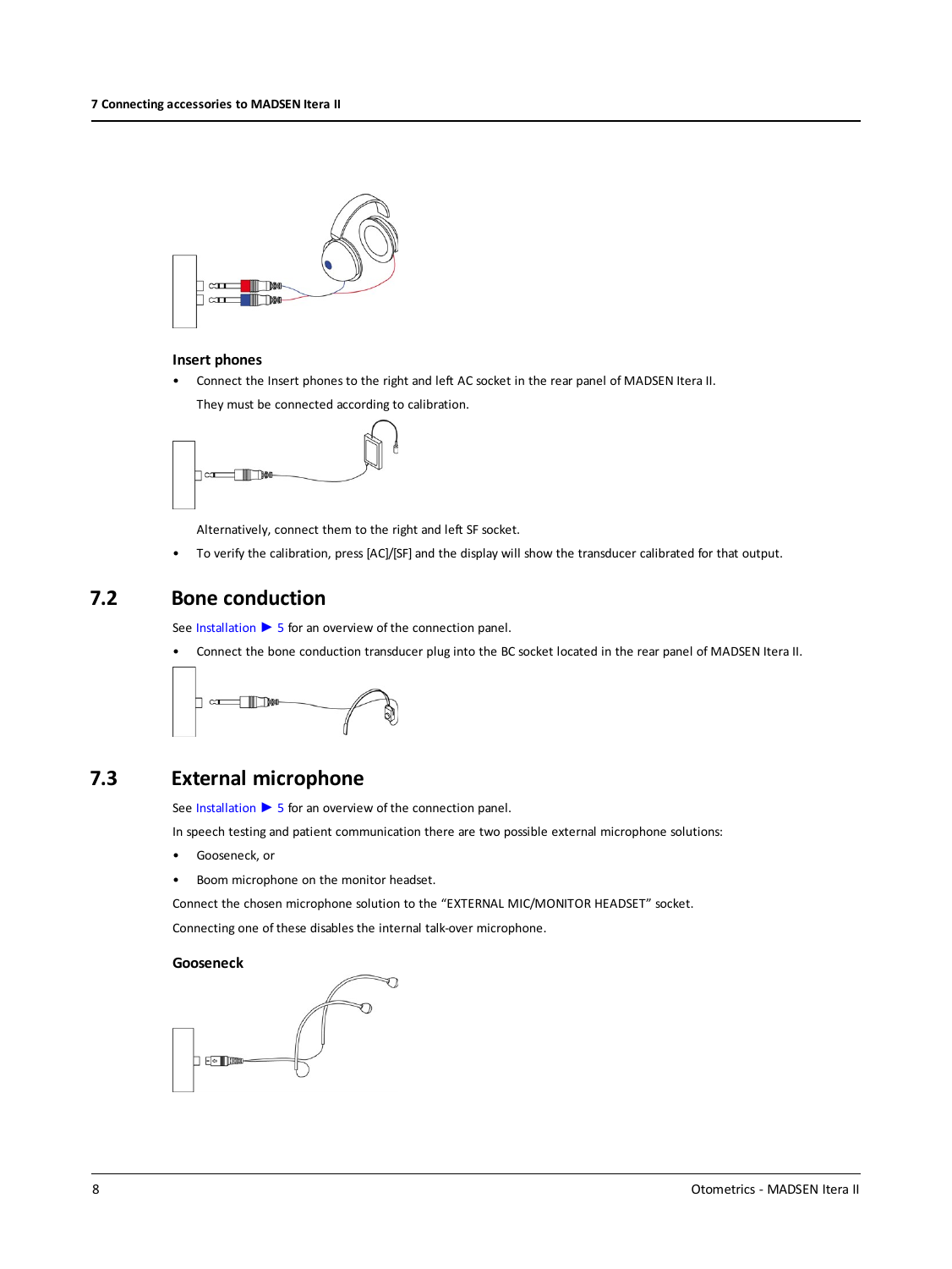**Insert phones**

- Connect the Insert phones to the right and left AC socket in the rear panel of MADSEN Itera II.

  They must be connected according to calibration.

  Alternatively, connect them to the right and left SF socket.

- To verify the calibration, press [AC]/[SF] and the display will show the transducer calibrated for that output.

## 7.2 Bone conduction

See Installation ▶ 5 for an overview of the connection panel.

- Connect the bone conduction transducer plug into the BC socket located in the rear panel of MADSEN Itera II.

## 7.3 External microphone

See Installation ▶ 5 for an overview of the connection panel.

In speech testing and patient communication there are two possible external microphone solutions:

- Gooseneck, or
- Boom microphone on the monitor headset.

Connect the chosen microphone solution to the "EXTERNAL MIC/MONITOR HEADSET" socket.

Connecting one of these disables the internal talk-over microphone.

**Gooseneck**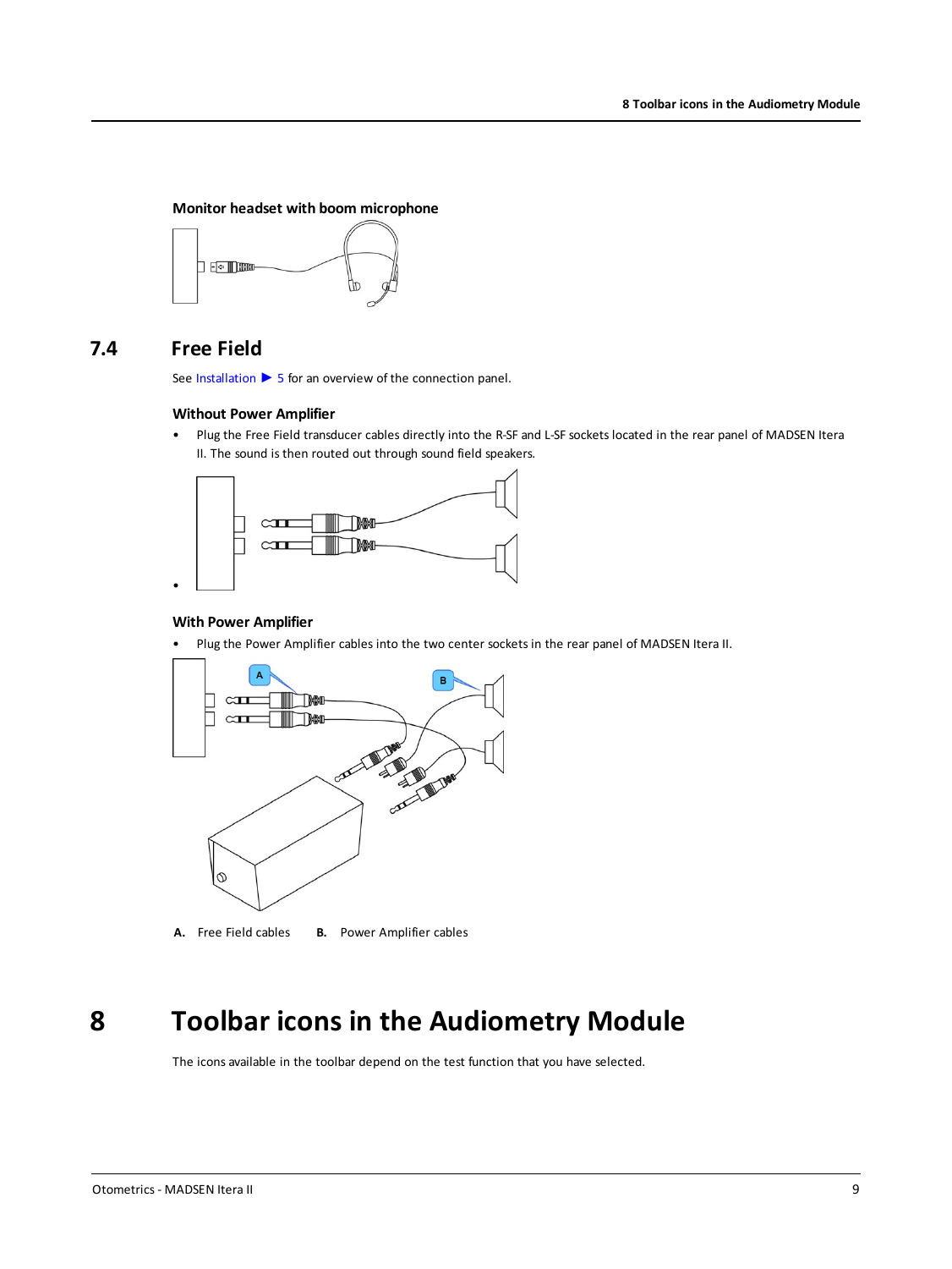**Monitor headset with boom microphone**

## 7.4 Free Field

See Installation ▶ 5 for an overview of the connection panel.

**Without Power Amplifier**

- Plug the Free Field transducer cables directly into the R-SF and L-SF sockets located in the rear panel of MADSEN Itera II. The sound is then routed out through sound field speakers.
-

**With Power Amplifier**

- Plug the Power Amplifier cables into the two center sockets in the rear panel of MADSEN Itera II.

**A.** Free Field cables **B.** Power Amplifier cables

# 8 Toolbar icons in the Audiometry Module

The icons available in the toolbar depend on the test function that you have selected.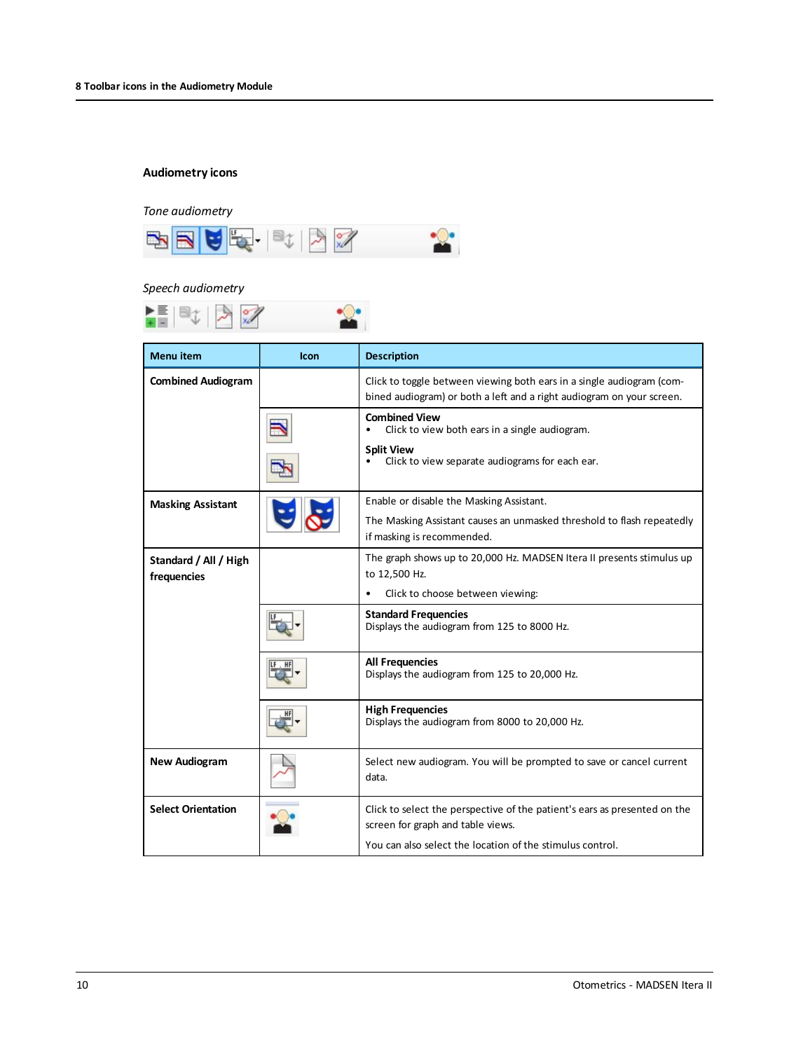## Audiometry icons

*Tone audiometry*

*Speech audiometry*

| Menu item | Icon | Description |
|---|---|---|
| **Combined Audiogram** | | Click to toggle between viewing both ears in a single audiogram (combined audiogram) or both a left and a right audiogram on your screen. |
| | | **Combined View**<br>• Click to view both ears in a single audiogram.<br>**Split View**<br>• Click to view separate audiograms for each ear. |
| **Masking Assistant** | | Enable or disable the Masking Assistant.<br>The Masking Assistant causes an unmasked threshold to flash repeatedly if masking is recommended. |
| **Standard / All / High frequencies** | | The graph shows up to 20,000 Hz. MADSEN Itera II presents stimulus up to 12,500 Hz.<br>• Click to choose between viewing: |
| | | **Standard Frequencies**<br>Displays the audiogram from 125 to 8000 Hz. |
| | | **All Frequencies**<br>Displays the audiogram from 125 to 20,000 Hz. |
| | | **High Frequencies**<br>Displays the audiogram from 8000 to 20,000 Hz. |
| **New Audiogram** | | Select new audiogram. You will be prompted to save or cancel current data. |
| **Select Orientation** | | Click to select the perspective of the patient's ears as presented on the screen for graph and table views.<br>You can also select the location of the stimulus control. |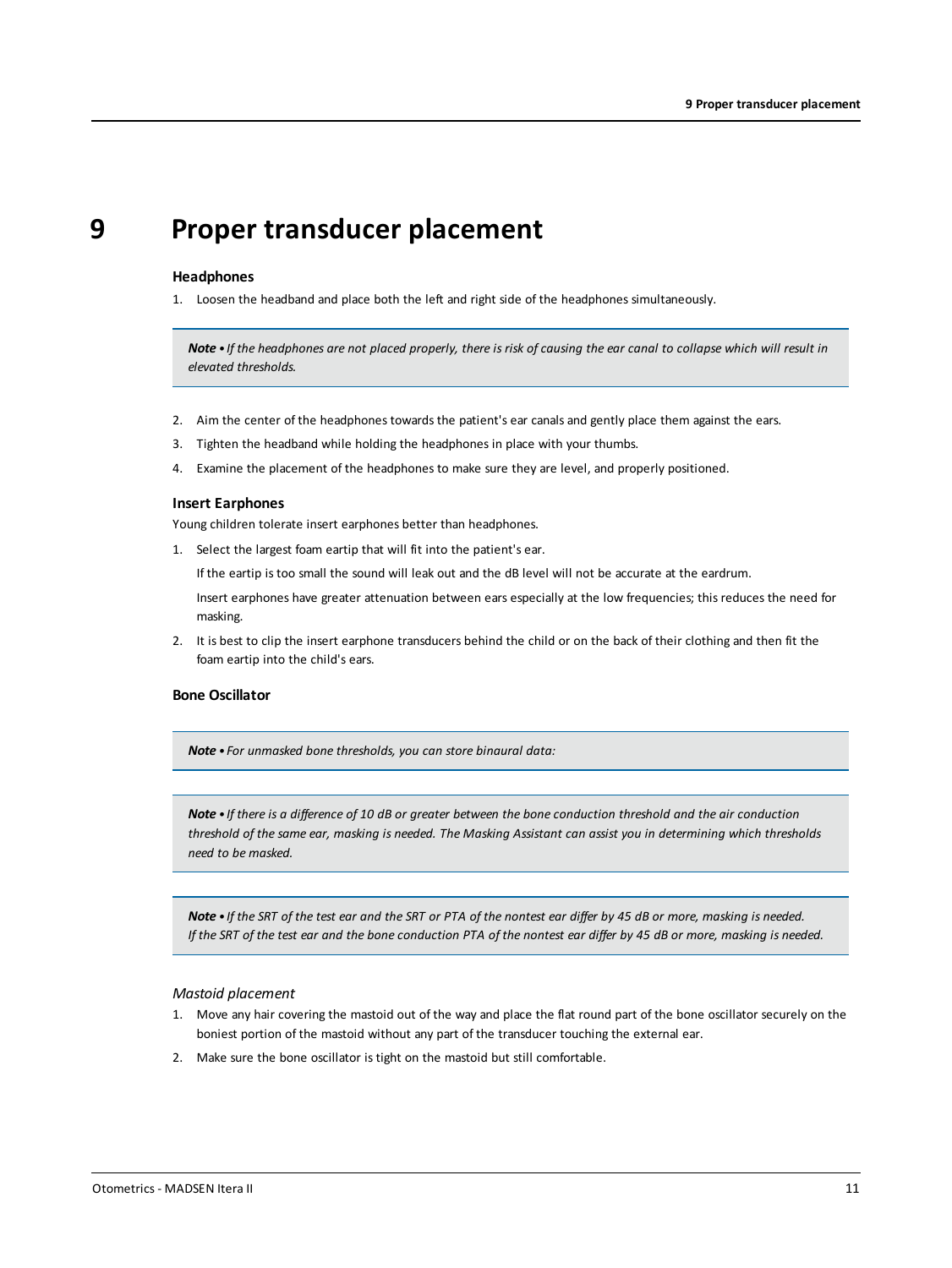# 9 Proper transducer placement

### Headphones

1. Loosen the headband and place both the left and right side of the headphones simultaneously.

> ***Note •*** *If the headphones are not placed properly, there is risk of causing the ear canal to collapse which will result in elevated thresholds.*

2. Aim the center of the headphones towards the patient's ear canals and gently place them against the ears.
3. Tighten the headband while holding the headphones in place with your thumbs.
4. Examine the placement of the headphones to make sure they are level, and properly positioned.

### Insert Earphones

Young children tolerate insert earphones better than headphones.

1. Select the largest foam eartip that will fit into the patient's ear.

   If the eartip is too small the sound will leak out and the dB level will not be accurate at the eardrum.

   Insert earphones have greater attenuation between ears especially at the low frequencies; this reduces the need for masking.

2. It is best to clip the insert earphone transducers behind the child or on the back of their clothing and then fit the foam eartip into the child's ears.

### Bone Oscillator

> ***Note •*** *For unmasked bone thresholds, you can store binaural data:*

> ***Note •*** *If there is a difference of 10 dB or greater between the bone conduction threshold and the air conduction threshold of the same ear, masking is needed. The Masking Assistant can assist you in determining which thresholds need to be masked.*

> ***Note •*** *If the SRT of the test ear and the SRT or PTA of the nontest ear differ by 45 dB or more, masking is needed. If the SRT of the test ear and the bone conduction PTA of the nontest ear differ by 45 dB or more, masking is needed.*

*Mastoid placement*

1. Move any hair covering the mastoid out of the way and place the flat round part of the bone oscillator securely on the boniest portion of the mastoid without any part of the transducer touching the external ear.
2. Make sure the bone oscillator is tight on the mastoid but still comfortable.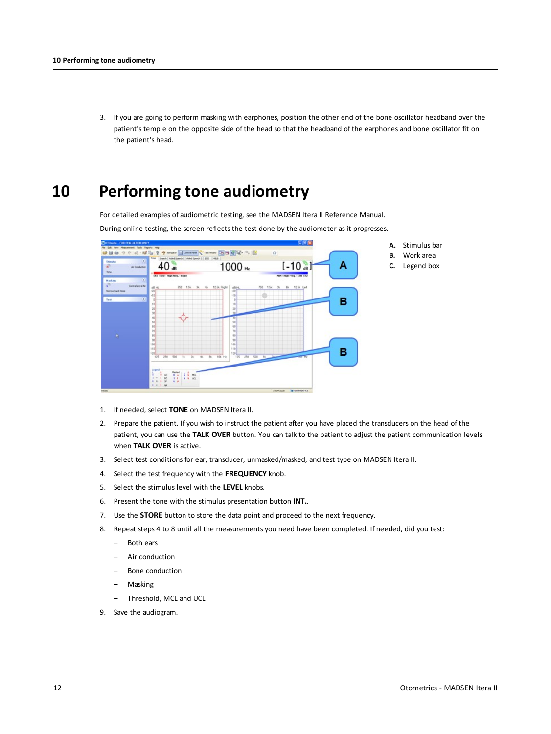3. If you are going to perform masking with earphones, position the other end of the bone oscillator headband over the patient's temple on the opposite side of the head so that the headband of the earphones and bone oscillator fit on the patient's head.

# 10 Performing tone audiometry

For detailed examples of audiometric testing, see the MADSEN Itera II Reference Manual.

During online testing, the screen reflects the test done by the audiometer as it progresses.

**A.** Stimulus bar
**B.** Work area
**C.** Legend box

1. If needed, select **TONE** on MADSEN Itera II.
2. Prepare the patient. If you wish to instruct the patient after you have placed the transducers on the head of the patient, you can use the **TALK OVER** button. You can talk to the patient to adjust the patient communication levels when **TALK OVER** is active.
3. Select test conditions for ear, transducer, unmasked/masked, and test type on MADSEN Itera II.
4. Select the test frequency with the **FREQUENCY** knob.
5. Select the stimulus level with the **LEVEL** knobs.
6. Present the tone with the stimulus presentation button **INT.**.
7. Use the **STORE** button to store the data point and proceed to the next frequency.
8. Repeat steps 4 to 8 until all the measurements you need have been completed. If needed, did you test:
   - Both ears
   - Air conduction
   - Bone conduction
   - Masking
   - Threshold, MCL and UCL
9. Save the audiogram.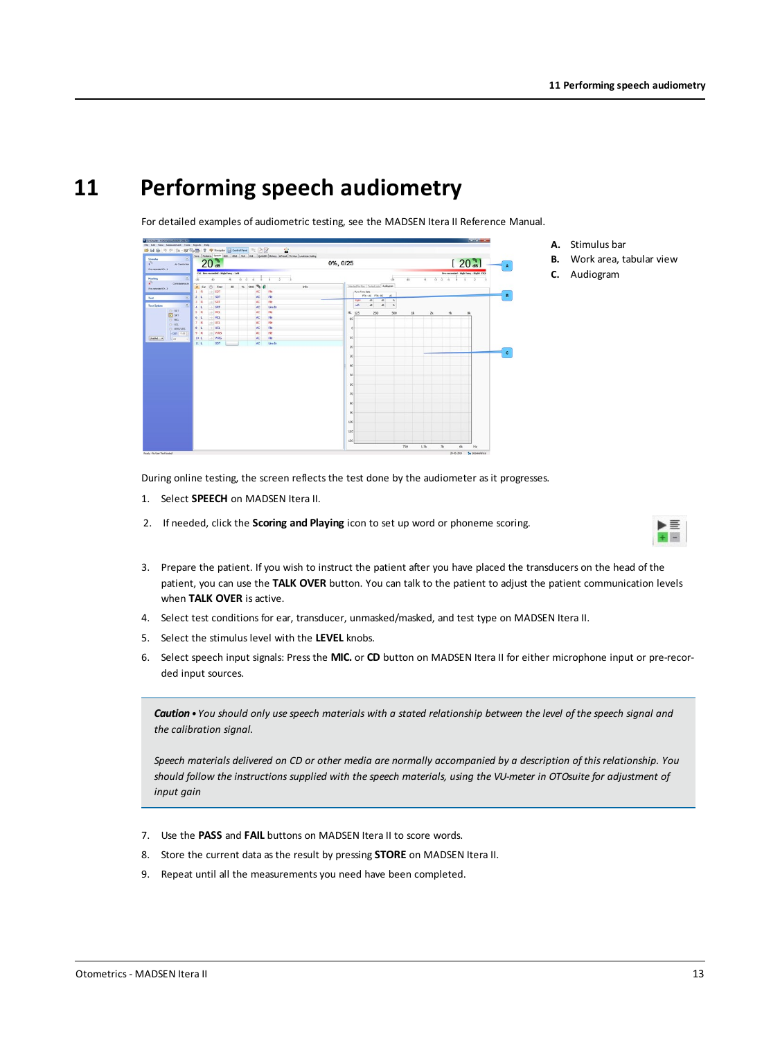# 11 Performing speech audiometry

For detailed examples of audiometric testing, see the MADSEN Itera II Reference Manual.

**A.** Stimulus bar
**B.** Work area, tabular view
**C.** Audiogram

During online testing, the screen reflects the test done by the audiometer as it progresses.

1. Select **SPEECH** on MADSEN Itera II.
2. If needed, click the **Scoring and Playing** icon to set up word or phoneme scoring.
3. Prepare the patient. If you wish to instruct the patient after you have placed the transducers on the head of the patient, you can use the **TALK OVER** button. You can talk to the patient to adjust the patient communication levels when **TALK OVER** is active.
4. Select test conditions for ear, transducer, unmasked/masked, and test type on MADSEN Itera II.
5. Select the stimulus level with the **LEVEL** knobs.
6. Select speech input signals: Press the **MIC.** or **CD** button on MADSEN Itera II for either microphone input or pre-recorded input sources.

> ***Caution*** • *You should only use speech materials with a stated relationship between the level of the speech signal and the calibration signal.*
>
> *Speech materials delivered on CD or other media are normally accompanied by a description of this relationship. You should follow the instructions supplied with the speech materials, using the VU-meter in OTOsuite for adjustment of input gain*

7. Use the **PASS** and **FAIL** buttons on MADSEN Itera II to score words.
8. Store the current data as the result by pressing **STORE** on MADSEN Itera II.
9. Repeat until all the measurements you need have been completed.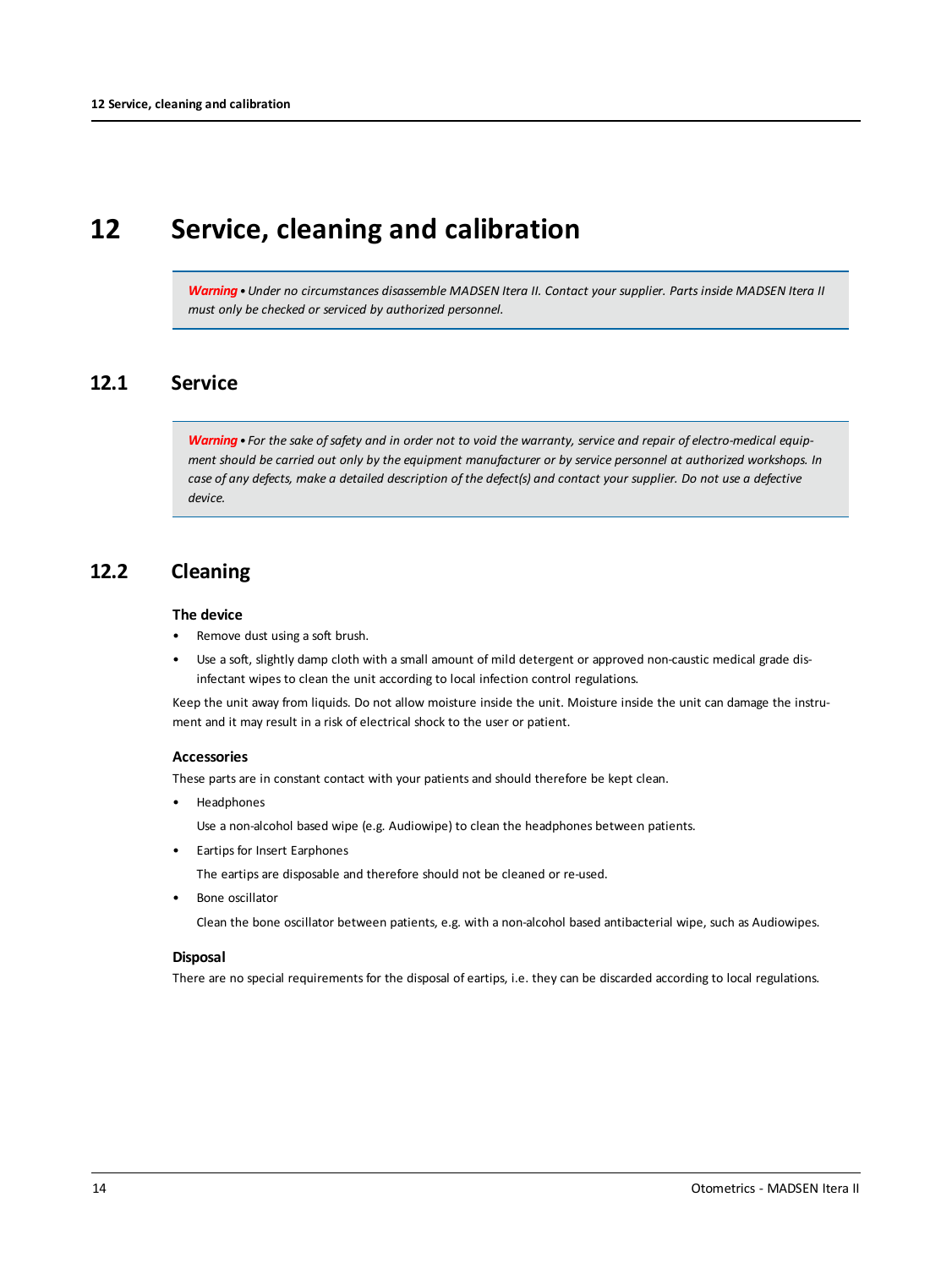# 12 Service, cleaning and calibration

> ***Warning*** *• Under no circumstances disassemble MADSEN Itera II. Contact your supplier. Parts inside MADSEN Itera II must only be checked or serviced by authorized personnel.*

## 12.1 Service

> ***Warning*** *• For the sake of safety and in order not to void the warranty, service and repair of electro-medical equipment should be carried out only by the equipment manufacturer or by service personnel at authorized workshops. In case of any defects, make a detailed description of the defect(s) and contact your supplier. Do not use a defective device.*

## 12.2 Cleaning

#### The device

- Remove dust using a soft brush.
- Use a soft, slightly damp cloth with a small amount of mild detergent or approved non-caustic medical grade disinfectant wipes to clean the unit according to local infection control regulations.

Keep the unit away from liquids. Do not allow moisture inside the unit. Moisture inside the unit can damage the instrument and it may result in a risk of electrical shock to the user or patient.

#### Accessories

These parts are in constant contact with your patients and should therefore be kept clean.

- Headphones

  Use a non-alcohol based wipe (e.g. Audiowipe) to clean the headphones between patients.

- Eartips for Insert Earphones

  The eartips are disposable and therefore should not be cleaned or re-used.

- Bone oscillator

  Clean the bone oscillator between patients, e.g. with a non-alcohol based antibacterial wipe, such as Audiowipes.

#### Disposal

There are no special requirements for the disposal of eartips, i.e. they can be discarded according to local regulations.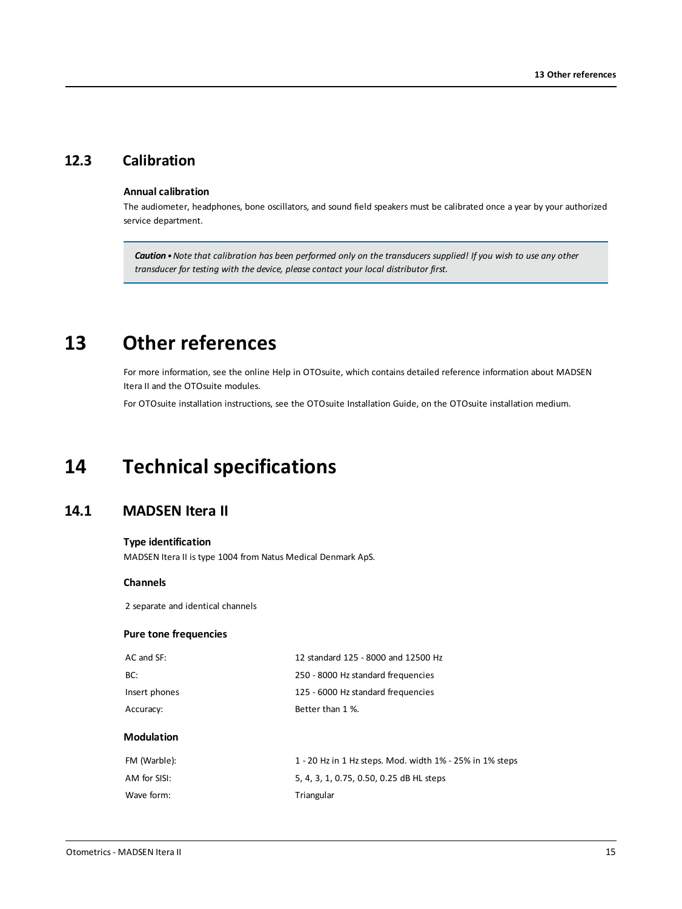## 12.3 Calibration

**Annual calibration**

The audiometer, headphones, bone oscillators, and sound field speakers must be calibrated once a year by your authorized service department.

> ***Caution*** • *Note that calibration has been performed only on the transducers supplied! If you wish to use any other transducer for testing with the device, please contact your local distributor first.*

# 13 Other references

For more information, see the online Help in OTOsuite, which contains detailed reference information about MADSEN Itera II and the OTOsuite modules.

For OTOsuite installation instructions, see the OTOsuite Installation Guide, on the OTOsuite installation medium.

# 14 Technical specifications

## 14.1 MADSEN Itera II

**Type identification**

MADSEN Itera II is type 1004 from Natus Medical Denmark ApS.

**Channels**

2 separate and identical channels

**Pure tone frequencies**

| | |
|---|---|
| AC and SF: | 12 standard 125 - 8000 and 12500 Hz |
| BC: | 250 - 8000 Hz standard frequencies |
| Insert phones | 125 - 6000 Hz standard frequencies |
| Accuracy: | Better than 1 %. |

**Modulation**

| | |
|---|---|
| FM (Warble): | 1 - 20 Hz in 1 Hz steps. Mod. width 1% - 25% in 1% steps |
| AM for SISI: | 5, 4, 3, 1, 0.75, 0.50, 0.25 dB HL steps |
| Wave form: | Triangular |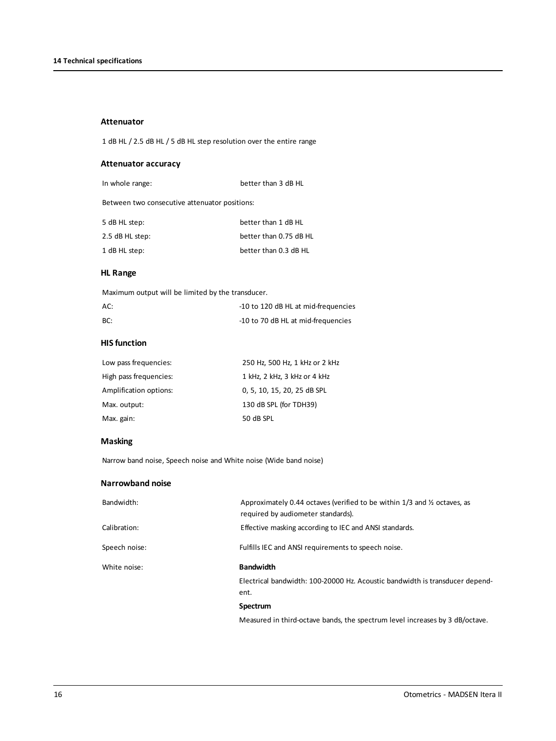### Attenuator

1 dB HL / 2.5 dB HL / 5 dB HL step resolution over the entire range

### Attenuator accuracy

| | |
|---|---|
| In whole range: | better than 3 dB HL |

Between two consecutive attenuator positions:

| | |
|---|---|
| 5 dB HL step: | better than 1 dB HL |
| 2.5 dB HL step: | better than 0.75 dB HL |
| 1 dB HL step: | better than 0.3 dB HL |

### HL Range

Maximum output will be limited by the transducer.

| | |
|---|---|
| AC: | -10 to 120 dB HL at mid-frequencies |
| BC: | -10 to 70 dB HL at mid-frequencies |

### HIS function

| | |
|---|---|
| Low pass frequencies: | 250 Hz, 500 Hz, 1 kHz or 2 kHz |
| High pass frequencies: | 1 kHz, 2 kHz, 3 kHz or 4 kHz |
| Amplification options: | 0, 5, 10, 15, 20, 25 dB SPL |
| Max. output: | 130 dB SPL (for TDH39) |
| Max. gain: | 50 dB SPL |

### Masking

Narrow band noise, Speech noise and White noise (Wide band noise)

### Narrowband noise

| | |
|---|---|
| Bandwidth: | Approximately 0.44 octaves (verified to be within 1/3 and ½ octaves, as required by audiometer standards). |
| Calibration: | Effective masking according to IEC and ANSI standards. |
| Speech noise: | Fulfills IEC and ANSI requirements to speech noise. |
| White noise: | **Bandwidth**<br>Electrical bandwidth: 100-20000 Hz. Acoustic bandwidth is transducer dependent.<br>**Spectrum**<br>Measured in third-octave bands, the spectrum level increases by 3 dB/octave. |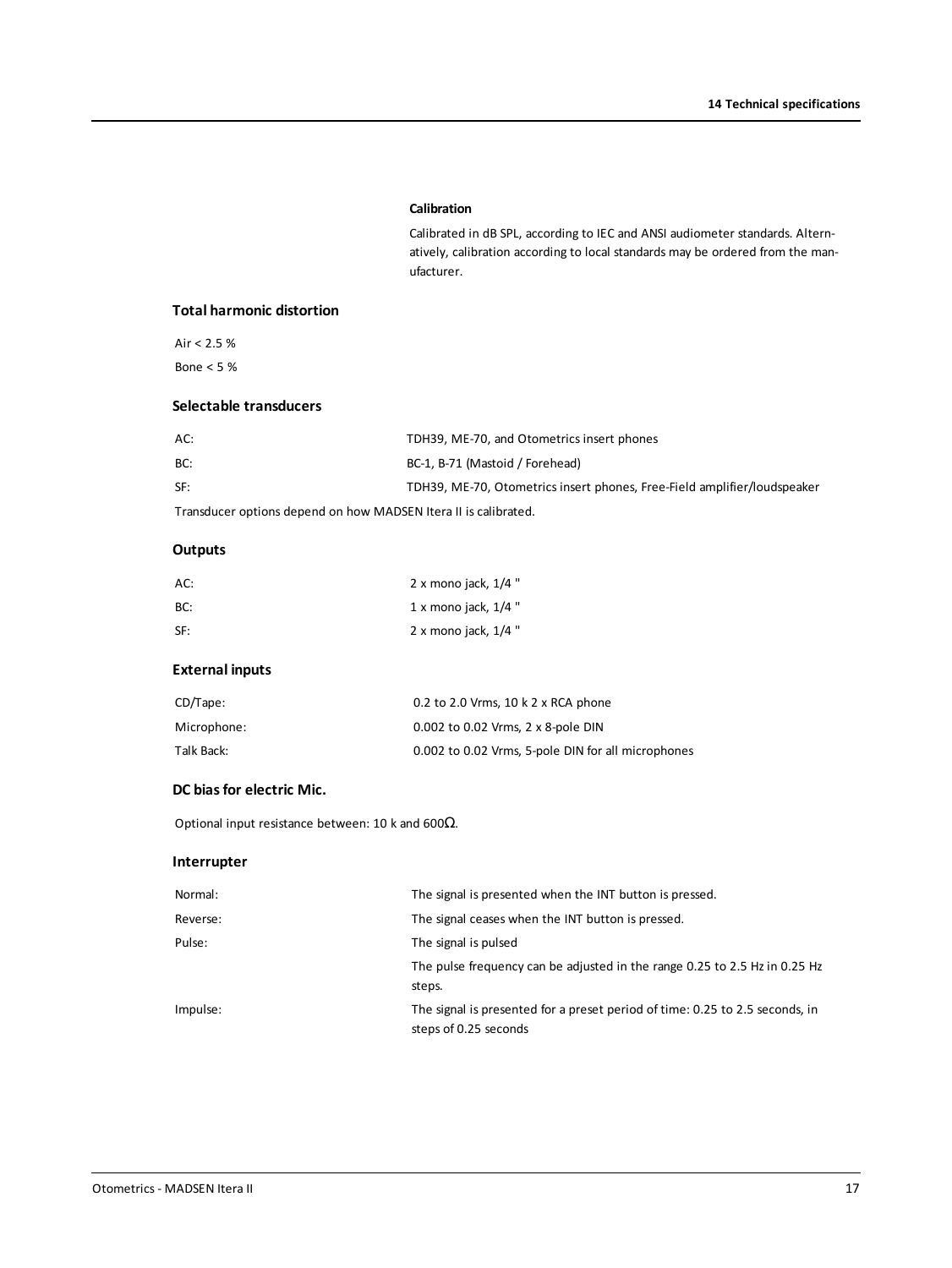#### Calibration

Calibrated in dB SPL, according to IEC and ANSI audiometer standards. Alternatively, calibration according to local standards may be ordered from the manufacturer.

### Total harmonic distortion

Air < 2.5 %

Bone < 5 %

### Selectable transducers

| | |
|---|---|
| AC: | TDH39, ME-70, and Otometrics insert phones |
| BC: | BC-1, B-71 (Mastoid / Forehead) |
| SF: | TDH39, ME-70, Otometrics insert phones, Free-Field amplifier/loudspeaker |

Transducer options depend on how MADSEN Itera II is calibrated.

### Outputs

| | |
|---|---|
| AC: | 2 x mono jack, 1/4 " |
| BC: | 1 x mono jack, 1/4 " |
| SF: | 2 x mono jack, 1/4 " |

### External inputs

| | |
|---|---|
| CD/Tape: | 0.2 to 2.0 Vrms, 10 k 2 x RCA phone |
| Microphone: | 0.002 to 0.02 Vrms, 2 x 8-pole DIN |
| Talk Back: | 0.002 to 0.02 Vrms, 5-pole DIN for all microphones |

### DC bias for electric Mic.

Optional input resistance between: 10 k and 600Ω.

### Interrupter

| | |
|---|---|
| Normal: | The signal is presented when the INT button is pressed. |
| Reverse: | The signal ceases when the INT button is pressed. |
| Pulse: | The signal is pulsed |
| | The pulse frequency can be adjusted in the range 0.25 to 2.5 Hz in 0.25 Hz steps. |
| Impulse: | The signal is presented for a preset period of time: 0.25 to 2.5 seconds, in steps of 0.25 seconds |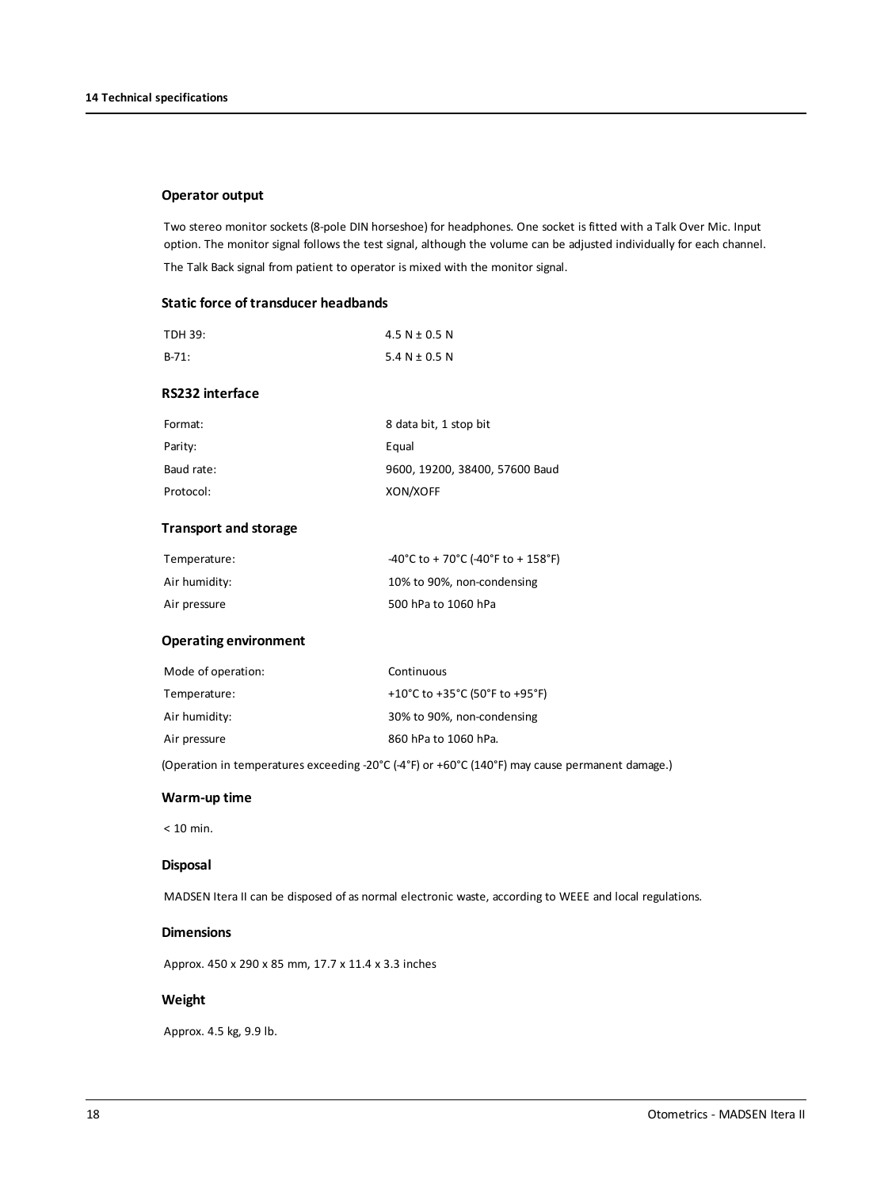### Operator output

Two stereo monitor sockets (8-pole DIN horseshoe) for headphones. One socket is fitted with a Talk Over Mic. Input option. The monitor signal follows the test signal, although the volume can be adjusted individually for each channel.

The Talk Back signal from patient to operator is mixed with the monitor signal.

### Static force of transducer headbands

| | |
|---|---|
| TDH 39: | 4.5 N ± 0.5 N |
| B-71: | 5.4 N ± 0.5 N |

### RS232 interface

| | |
|---|---|
| Format: | 8 data bit, 1 stop bit |
| Parity: | Equal |
| Baud rate: | 9600, 19200, 38400, 57600 Baud |
| Protocol: | XON/XOFF |

### Transport and storage

| | |
|---|---|
| Temperature: | -40°C to + 70°C (-40°F to + 158°F) |
| Air humidity: | 10% to 90%, non-condensing |
| Air pressure | 500 hPa to 1060 hPa |

### Operating environment

| | |
|---|---|
| Mode of operation: | Continuous |
| Temperature: | +10°C to +35°C (50°F to +95°F) |
| Air humidity: | 30% to 90%, non-condensing |
| Air pressure | 860 hPa to 1060 hPa. |

(Operation in temperatures exceeding -20°C (-4°F) or +60°C (140°F) may cause permanent damage.)

### Warm-up time

< 10 min.

### Disposal

MADSEN Itera II can be disposed of as normal electronic waste, according to WEEE and local regulations.

### Dimensions

Approx. 450 x 290 x 85 mm, 17.7 x 11.4 x 3.3 inches

### Weight

Approx. 4.5 kg, 9.9 lb.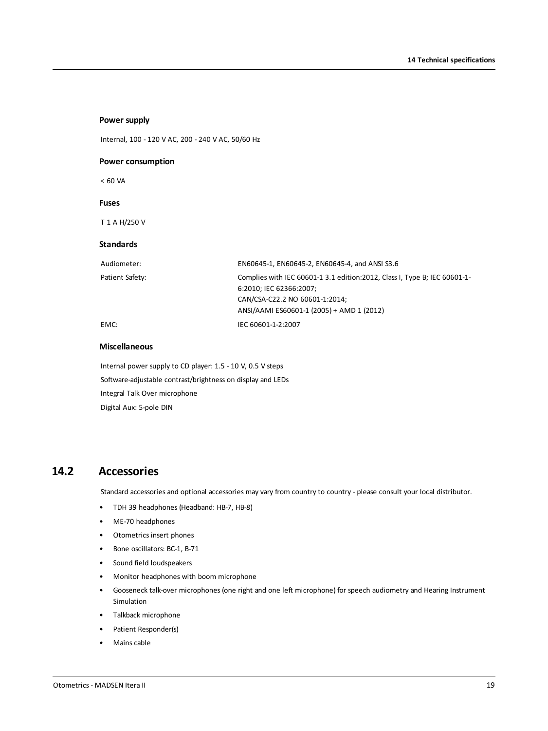### Power supply

Internal, 100 - 120 V AC, 200 - 240 V AC, 50/60 Hz

### Power consumption

< 60 VA

### Fuses

T 1 A H/250 V

### Standards

| | |
|---|---|
| Audiometer: | EN60645-1, EN60645-2, EN60645-4, and ANSI S3.6 |
| Patient Safety: | Complies with IEC 60601-1 3.1 edition:2012, Class I, Type B; IEC 60601-1-6:2010; IEC 62366:2007;<br>CAN/CSA-C22.2 NO 60601-1:2014;<br>ANSI/AAMI ES60601-1 (2005) + AMD 1 (2012) |
| EMC: | IEC 60601-1-2:2007 |

### Miscellaneous

Internal power supply to CD player: 1.5 - 10 V, 0.5 V steps

Software-adjustable contrast/brightness on display and LEDs

Integral Talk Over microphone

Digital Aux: 5-pole DIN

## 14.2 Accessories

Standard accessories and optional accessories may vary from country to country - please consult your local distributor.

- TDH 39 headphones (Headband: HB-7, HB-8)
- ME-70 headphones
- Otometrics insert phones
- Bone oscillators: BC-1, B-71
- Sound field loudspeakers
- Monitor headphones with boom microphone
- Gooseneck talk-over microphones (one right and one left microphone) for speech audiometry and Hearing Instrument Simulation
- Talkback microphone
- Patient Responder(s)
- Mains cable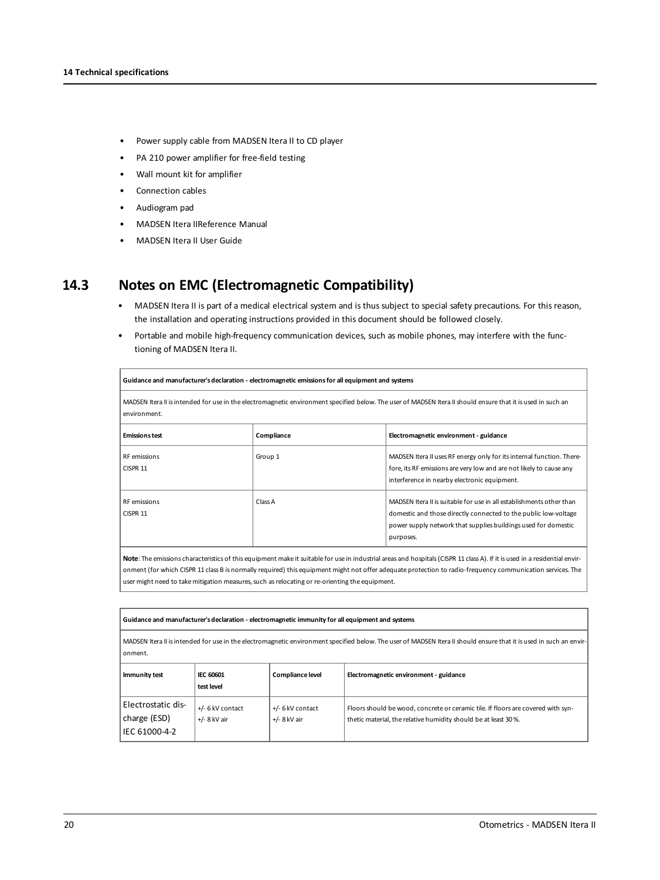- Power supply cable from MADSEN Itera II to CD player
- PA 210 power amplifier for free-field testing
- Wall mount kit for amplifier
- Connection cables
- Audiogram pad
- MADSEN Itera IIReference Manual
- MADSEN Itera II User Guide

## 14.3 Notes on EMC (Electromagnetic Compatibility)

- MADSEN Itera II is part of a medical electrical system and is thus subject to special safety precautions. For this reason, the installation and operating instructions provided in this document should be followed closely.
- Portable and mobile high-frequency communication devices, such as mobile phones, may interfere with the functioning of MADSEN Itera II.

| Guidance and manufacturer's declaration - electromagnetic emissions for all equipment and systems | | |
|---|---|---|
| MADSEN Itera II is intended for use in the electromagnetic environment specified below. The user of MADSEN Itera II should ensure that it is used in such an environment. | | |
| **Emissions test** | **Compliance** | **Electromagnetic environment - guidance** |
| RF emissions CISPR 11 | Group 1 | MADSEN Itera II uses RF energy only for its internal function. Therefore, its RF emissions are very low and are not likely to cause any interference in nearby electronic equipment. |
| RF emissions CISPR 11 | Class A | MADSEN Itera II is suitable for use in all establishments other than domestic and those directly connected to the public low-voltage power supply network that supplies buildings used for domestic purposes. |
| **Note**: The emissions characteristics of this equipment make it suitable for use in industrial areas and hospitals (CISPR 11 class A). If it is used in a residential environment (for which CISPR 11 class B is normally required) this equipment might not offer adequate protection to radio-frequency communication services. The user might need to take mitigation measures, such as relocating or re-orienting the equipment. | | |

| Guidance and manufacturer's declaration - electromagnetic immunity for all equipment and systems | | | |
|---|---|---|---|
| MADSEN Itera II is intended for use in the electromagnetic environment specified below. The user of MADSEN Itera II should ensure that it is used in such an environment. | | | |
| **Immunity test** | **IEC 60601 test level** | **Compliance level** | **Electromagnetic environment - guidance** |
| Electrostatic discharge (ESD) IEC 61000-4-2 | +/- 6 kV contact<br>+/- 8 kV air | +/- 6 kV contact<br>+/- 8 kV air | Floors should be wood, concrete or ceramic tile. If floors are covered with synthetic material, the relative humidity should be at least 30 %. |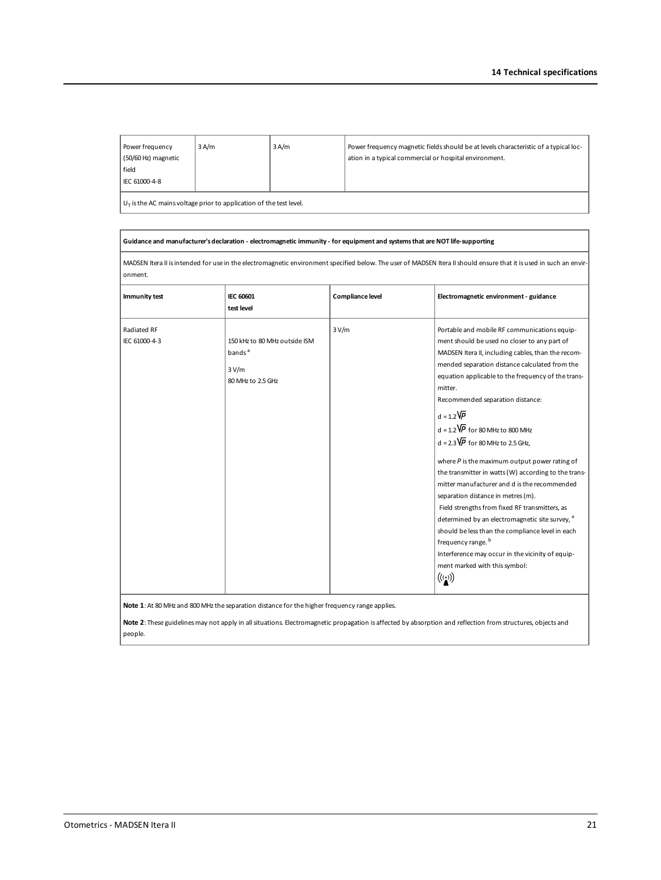| Power frequency (50/60 Hz) magnetic field IEC 61000-4-8 | 3 A/m | 3 A/m | Power frequency magnetic fields should be at levels characteristic of a typical location in a typical commercial or hospital environment. |
| --- | --- | --- | --- |
| $U_T$ is the AC mains voltage prior to application of the test level. | | | |

**Guidance and manufacturer's declaration - electromagnetic immunity - for equipment and systems that are NOT life-supporting**

MADSEN Itera II is intended for use in the electromagnetic environment specified below. The user of MADSEN Itera II should ensure that it is used in such an environment.

| Immunity test | IEC 60601 test level | Compliance level | Electromagnetic environment - guidance |
| --- | --- | --- | --- |
| Radiated RF IEC 61000-4-3 | 150 kHz to 80 MHz outside ISM bands [a] <br> 3 V/m <br> 80 MHz to 2.5 GHz | 3 V/m | Portable and mobile RF communications equipment should be used no closer to any part of MADSEN Itera II, including cables, than the recommended separation distance calculated from the equation applicable to the frequency of the transmitter. <br> Recommended separation distance: <br> $d = 1.2\sqrt{P}$ <br> $d = 1.2\sqrt{P}$ for 80 MHz to 800 MHz <br> $d = 2.3\sqrt{P}$ for 80 MHz to 2.5 GHz, <br> where *P* is the maximum output power rating of the transmitter in watts (W) according to the transmitter manufacturer and d is the recommended separation distance in metres (m). <br> Field strengths from fixed RF transmitters, as determined by an electromagnetic site survey, [a] should be less than the compliance level in each frequency range. [b] <br> Interference may occur in the vicinity of equipment marked with this symbol: |

**Note 1**: At 80 MHz and 800 MHz the separation distance for the higher frequency range applies.

**Note 2**: These guidelines may not apply in all situations. Electromagnetic propagation is affected by absorption and reflection from structures, objects and people.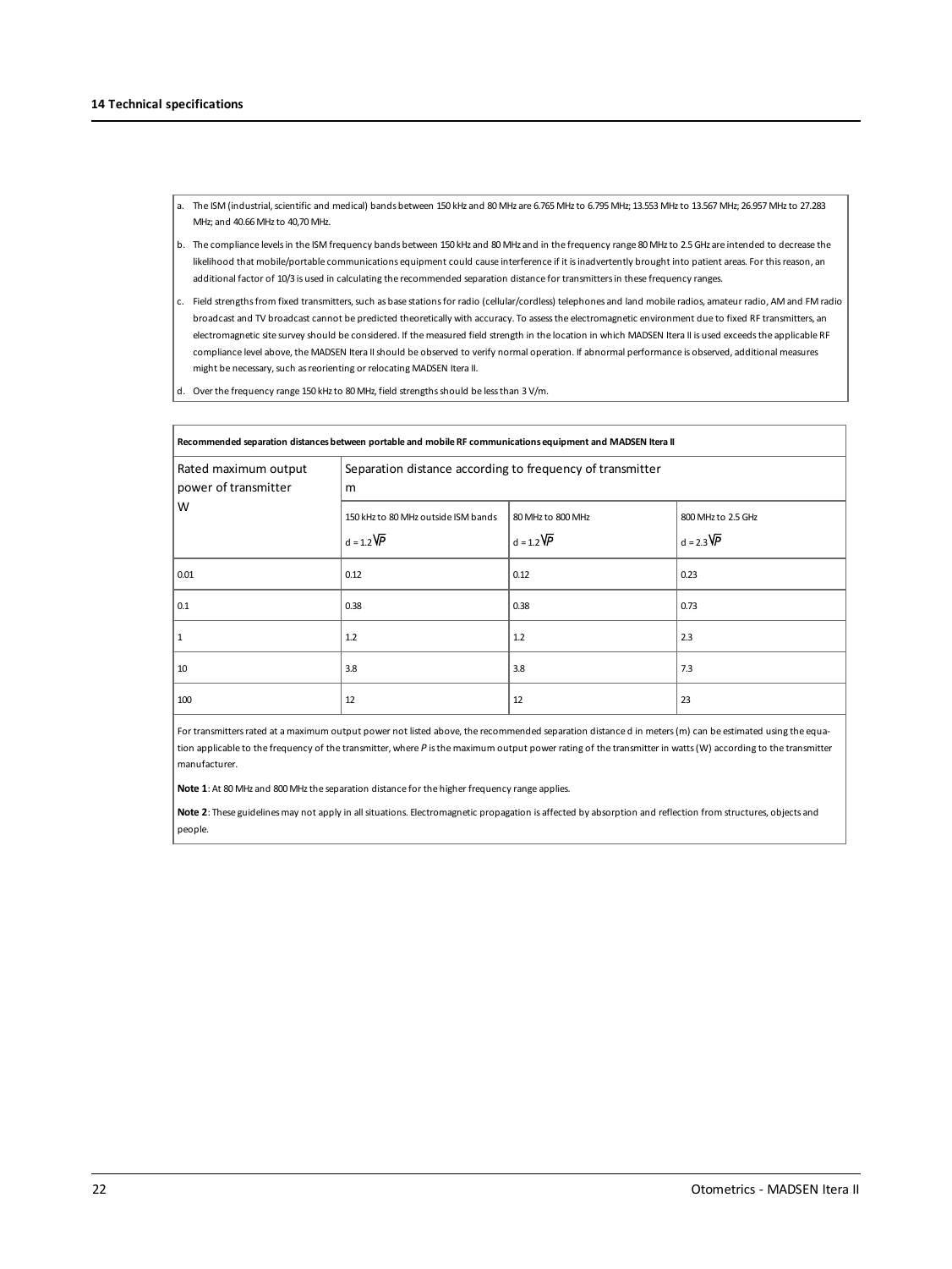a. The ISM (industrial, scientific and medical) bands between 150 kHz and 80 MHz are 6.765 MHz to 6.795 MHz; 13.553 MHz to 13.567 MHz; 26.957 MHz to 27.283 MHz; and 40.66 MHz to 40,70 MHz.

b. The compliance levels in the ISM frequency bands between 150 kHz and 80 MHz and in the frequency range 80 MHz to 2.5 GHz are intended to decrease the likelihood that mobile/portable communications equipment could cause interference if it is inadvertently brought into patient areas. For this reason, an additional factor of 10/3 is used in calculating the recommended separation distance for transmitters in these frequency ranges.

c. Field strengths from fixed transmitters, such as base stations for radio (cellular/cordless) telephones and land mobile radios, amateur radio, AM and FM radio broadcast and TV broadcast cannot be predicted theoretically with accuracy. To assess the electromagnetic environment due to fixed RF transmitters, an electromagnetic site survey should be considered. If the measured field strength in the location in which MADSEN Itera II is used exceeds the applicable RF compliance level above, the MADSEN Itera II should be observed to verify normal operation. If abnormal performance is observed, additional measures might be necessary, such as reorienting or relocating MADSEN Itera II.

d. Over the frequency range 150 kHz to 80 MHz, field strengths should be less than 3 V/m.

**Recommended separation distances between portable and mobile RF communications equipment and MADSEN Itera II**

| Rated maximum output power of transmitter W | Separation distance according to frequency of transmitter m | | |
|---|---|---|---|
| | 150 kHz to 80 MHz outside ISM bands $d = 1.2\sqrt{P}$ | 80 MHz to 800 MHz $d = 1.2\sqrt{P}$ | 800 MHz to 2.5 GHz $d = 2.3\sqrt{P}$ |
| 0.01 | 0.12 | 0.12 | 0.23 |
| 0.1 | 0.38 | 0.38 | 0.73 |
| 1 | 1.2 | 1.2 | 2.3 |
| 10 | 3.8 | 3.8 | 7.3 |
| 100 | 12 | 12 | 23 |

For transmitters rated at a maximum output power not listed above, the recommended separation distance d in meters (m) can be estimated using the equation applicable to the frequency of the transmitter, where *P* is the maximum output power rating of the transmitter in watts (W) according to the transmitter manufacturer.

**Note 1**: At 80 MHz and 800 MHz the separation distance for the higher frequency range applies.

**Note 2**: These guidelines may not apply in all situations. Electromagnetic propagation is affected by absorption and reflection from structures, objects and people.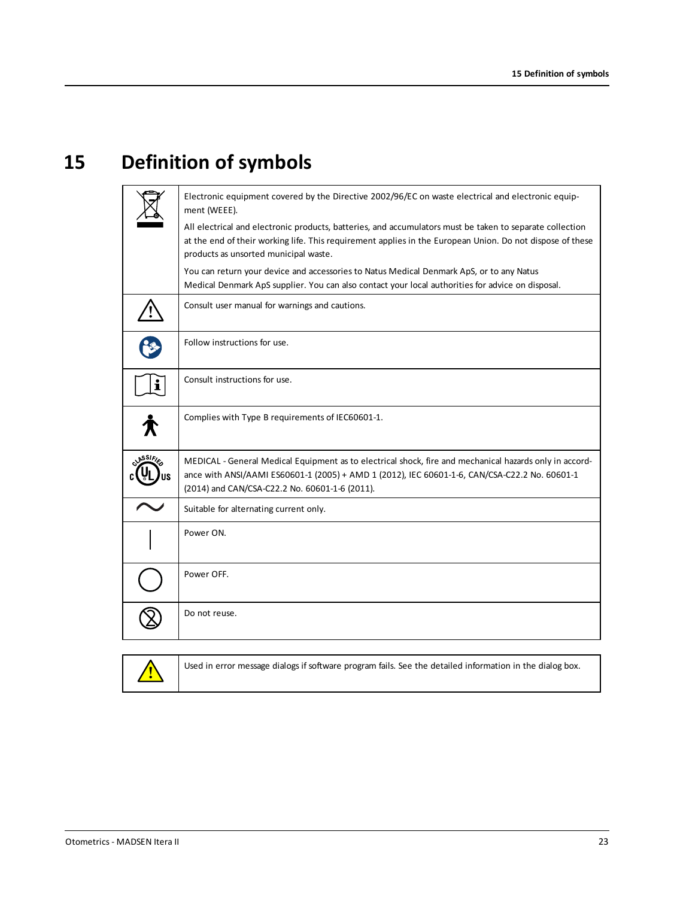# 15 Definition of symbols

| Symbol | Definition |
|---|---|
| | Electronic equipment covered by the Directive 2002/96/EC on waste electrical and electronic equipment (WEEE).<br><br>All electrical and electronic products, batteries, and accumulators must be taken to separate collection at the end of their working life. This requirement applies in the European Union. Do not dispose of these products as unsorted municipal waste.<br><br>You can return your device and accessories to Natus Medical Denmark ApS, or to any Natus Medical Denmark ApS supplier. You can also contact your local authorities for advice on disposal. |
| | Consult user manual for warnings and cautions. |
| | Follow instructions for use. |
| | Consult instructions for use. |
| | Complies with Type B requirements of IEC60601-1. |
| CLASSIFIED c UL US | MEDICAL - General Medical Equipment as to electrical shock, fire and mechanical hazards only in accordance with ANSI/AAMI ES60601-1 (2005) + AMD 1 (2012), IEC 60601-1-6, CAN/CSA-C22.2 No. 60601-1 (2014) and CAN/CSA-C22.2 No. 60601-1-6 (2011). |
| | Suitable for alternating current only. |
| | Power ON. |
| | Power OFF. |
| | Do not reuse. |

| Symbol | Definition |
|---|---|
| | Used in error message dialogs if software program fails. See the detailed information in the dialog box. |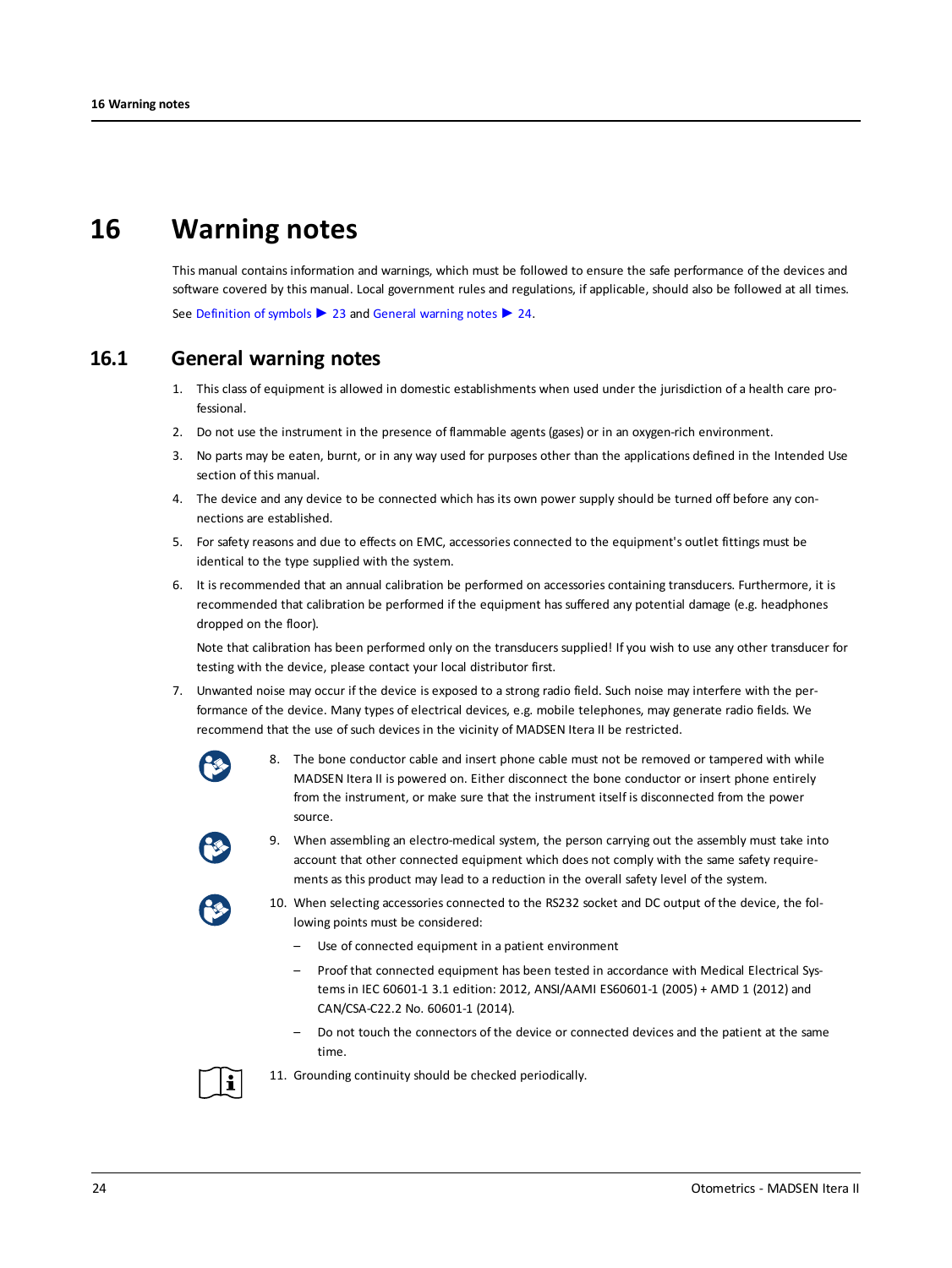# 16 Warning notes

This manual contains information and warnings, which must be followed to ensure the safe performance of the devices and software covered by this manual. Local government rules and regulations, if applicable, should also be followed at all times.

See Definition of symbols ▶ 23 and General warning notes ▶ 24.

## 16.1 General warning notes

1. This class of equipment is allowed in domestic establishments when used under the jurisdiction of a health care professional.
2. Do not use the instrument in the presence of flammable agents (gases) or in an oxygen-rich environment.
3. No parts may be eaten, burnt, or in any way used for purposes other than the applications defined in the Intended Use section of this manual.
4. The device and any device to be connected which has its own power supply should be turned off before any connections are established.
5. For safety reasons and due to effects on EMC, accessories connected to the equipment's outlet fittings must be identical to the type supplied with the system.
6. It is recommended that an annual calibration be performed on accessories containing transducers. Furthermore, it is recommended that calibration be performed if the equipment has suffered any potential damage (e.g. headphones dropped on the floor).

   Note that calibration has been performed only on the transducers supplied! If you wish to use any other transducer for testing with the device, please contact your local distributor first.
7. Unwanted noise may occur if the device is exposed to a strong radio field. Such noise may interfere with the performance of the device. Many types of electrical devices, e.g. mobile telephones, may generate radio fields. We recommend that the use of such devices in the vicinity of MADSEN Itera II be restricted.
8. The bone conductor cable and insert phone cable must not be removed or tampered with while MADSEN Itera II is powered on. Either disconnect the bone conductor or insert phone entirely from the instrument, or make sure that the instrument itself is disconnected from the power source.
9. When assembling an electro-medical system, the person carrying out the assembly must take into account that other connected equipment which does not comply with the same safety requirements as this product may lead to a reduction in the overall safety level of the system.
10. When selecting accessories connected to the RS232 socket and DC output of the device, the following points must be considered:
    - Use of connected equipment in a patient environment
    - Proof that connected equipment has been tested in accordance with Medical Electrical Systems in IEC 60601-1 3.1 edition: 2012, ANSI/AAMI ES60601-1 (2005) + AMD 1 (2012) and CAN/CSA-C22.2 No. 60601-1 (2014).
    - Do not touch the connectors of the device or connected devices and the patient at the same time.
11. Grounding continuity should be checked periodically.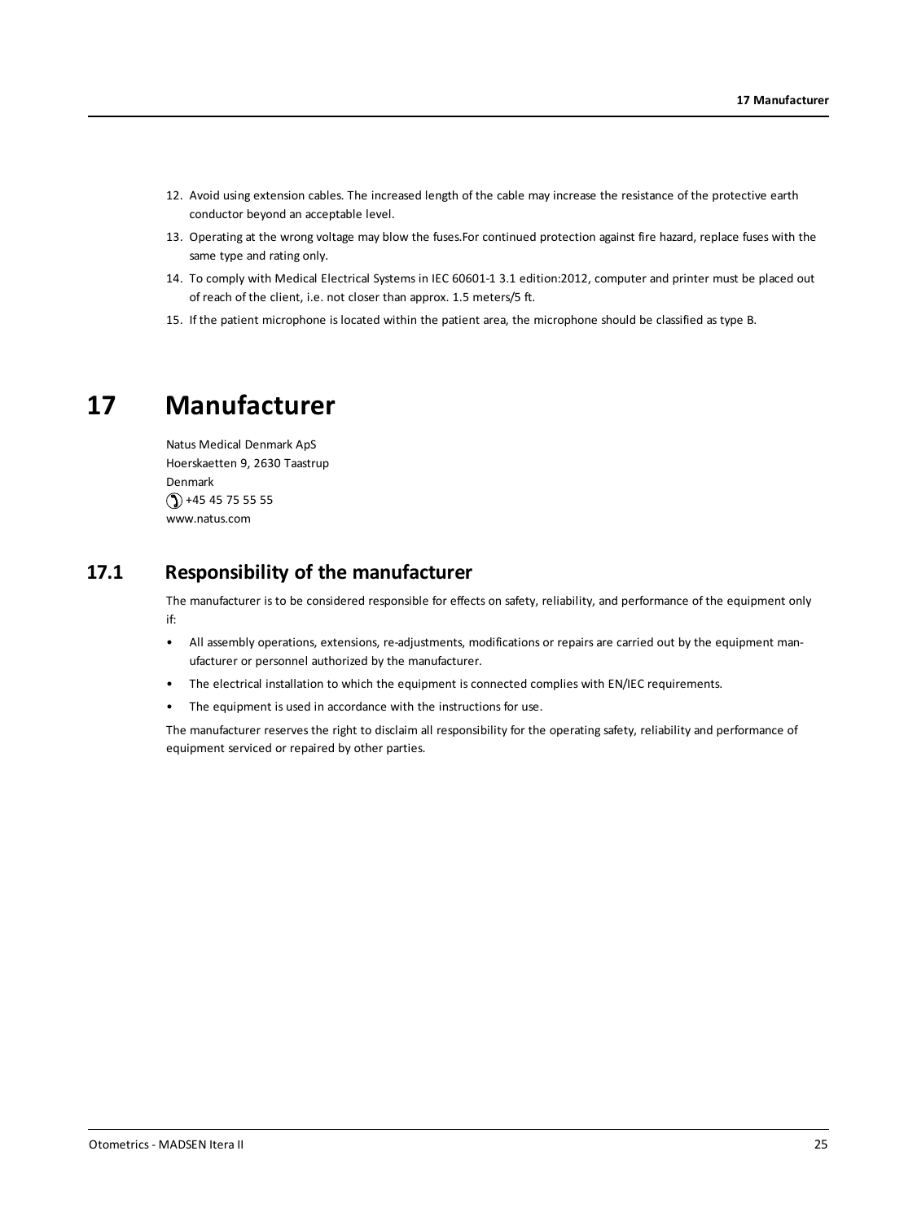12. Avoid using extension cables. The increased length of the cable may increase the resistance of the protective earth conductor beyond an acceptable level.
13. Operating at the wrong voltage may blow the fuses.For continued protection against fire hazard, replace fuses with the same type and rating only.
14. To comply with Medical Electrical Systems in IEC 60601-1 3.1 edition:2012, computer and printer must be placed out of reach of the client, i.e. not closer than approx. 1.5 meters/5 ft.
15. If the patient microphone is located within the patient area, the microphone should be classified as type B.

# 17 Manufacturer

Natus Medical Denmark ApS
Hoerskaetten 9, 2630 Taastrup
Denmark
+45 45 75 55 55
www.natus.com

## 17.1 Responsibility of the manufacturer

The manufacturer is to be considered responsible for effects on safety, reliability, and performance of the equipment only if:

- All assembly operations, extensions, re-adjustments, modifications or repairs are carried out by the equipment manufacturer or personnel authorized by the manufacturer.
- The electrical installation to which the equipment is connected complies with EN/IEC requirements.
- The equipment is used in accordance with the instructions for use.

The manufacturer reserves the right to disclaim all responsibility for the operating safety, reliability and performance of equipment serviced or repaired by other parties.